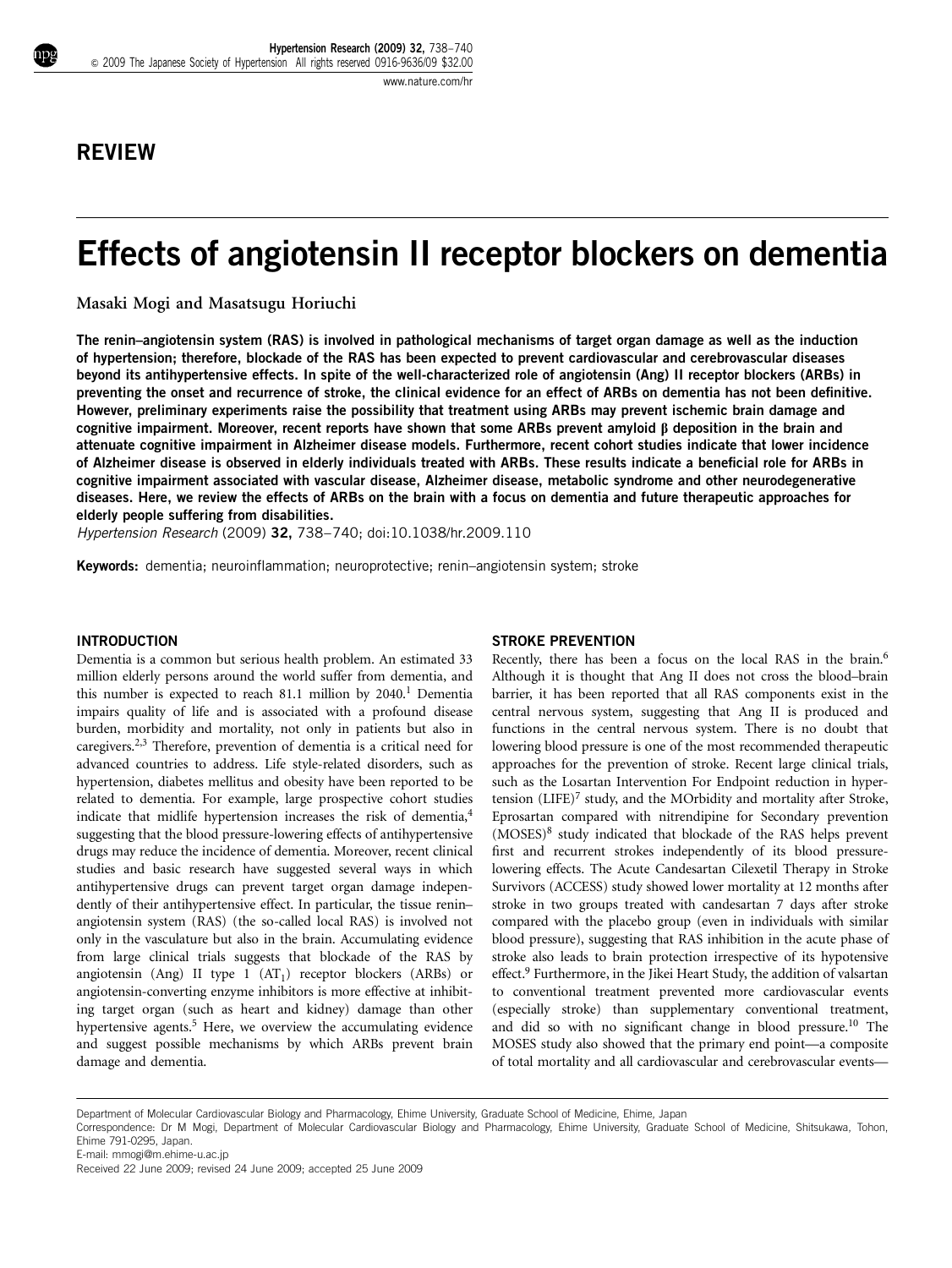## REVIEW

# Effects of angiotensin II receptor blockers on dementia

Masaki Mogi and Masatsugu Horiuchi

**The renin–angiotensin system (RAS) is involved in pathological mechanisms of target organ damage as well as the induction of hypertension; therefore, blockade of the RAS has been expected to prevent cardiovascular and cerebrovascular diseases beyond its antihypertensive effects. In spite of the well-characterized role of angiotensin (Ang) II receptor blockers (ARBs) in preventing the onset and recurrence of stroke, the clinical evidence for an effect of ARBs on dementia has not been definitive. However, preliminary experiments raise the possibility that treatment using ARBs may prevent ischemic brain damage and cognitive impairment. Moreover, recent reports have shown that some ARBs prevent amyloid β deposition in the brain and attenuate cognitive impairment in Alzheimer disease models. Furthermore, recent cohort studies indicate that lower incidence of Alzheimer disease is observed in elderly individuals treated with ARBs. These results indicate a beneficial role for ARBs in cognitive impairment associated with vascular disease, Alzheimer disease, metabolic syndrome and other neurodegenerative diseases. Here, we review the effects of ARBs on the brain with a focus on dementia and future therapeutic approaches for elderly people suffering from disabilities.**

*Hypertension Research* (2009) **32,** 738–740; doi:10.1038/hr.2009.110

**Keywords:** dementia; neuroinflammation; neuroprotective; renin–angiotensin system; stroke

## INTRODUCTION

Dementia is a common but serious health problem. An estimated 33 million elderly persons around the world suffer from dementia, and this number is expected to reach 81.1 million by 2040.[1] Dementia impairs quality of life and is associated with a profound disease burden, morbidity and mortality, not only in patients but also in caregivers.[2,3] Therefore, prevention of dementia is a critical need for advanced countries to address. Life style-related disorders, such as hypertension, diabetes mellitus and obesity have been reported to be related to dementia. For example, large prospective cohort studies indicate that midlife hypertension increases the risk of dementia,[4] suggesting that the blood pressure-lowering effects of antihypertensive drugs may reduce the incidence of dementia. Moreover, recent clinical studies and basic research have suggested several ways in which antihypertensive drugs can prevent target organ damage independently of their antihypertensive effect. In particular, the tissue renin–angiotensin system (RAS) (the so-called local RAS) is involved not only in the vasculature but also in the brain. Accumulating evidence from large clinical trials suggests that blockade of the RAS by angiotensin (Ang) II type 1 ($AT_1$) receptor blockers (ARBs) or angiotensin-converting enzyme inhibitors is more effective at inhibiting target organ (such as heart and kidney) damage than other hypertensive agents.[5] Here, we overview the accumulating evidence and suggest possible mechanisms by which ARBs prevent brain damage and dementia.

## STROKE PREVENTION

Recently, there has been a focus on the local RAS in the brain.[6] Although it is thought that Ang II does not cross the blood–brain barrier, it has been reported that all RAS components exist in the central nervous system, suggesting that Ang II is produced and functions in the central nervous system. There is no doubt that lowering blood pressure is one of the most recommended therapeutic approaches for the prevention of stroke. Recent large clinical trials, such as the Losartan Intervention For Endpoint reduction in hypertension (LIFE)[7] study, and the MOrbidity and mortality after Stroke, Eprosartan compared with nitrendipine for Secondary prevention (MOSES)[8] study indicated that blockade of the RAS helps prevent first and recurrent strokes independently of its blood pressure-lowering effects. The Acute Candesartan Cilexetil Therapy in Stroke Survivors (ACCESS) study showed lower mortality at 12 months after stroke in two groups treated with candesartan 7 days after stroke compared with the placebo group (even in individuals with similar blood pressure), suggesting that RAS inhibition in the acute phase of stroke also leads to brain protection irrespective of its hypotensive effect.[9] Furthermore, in the Jikei Heart Study, the addition of valsartan to conventional treatment prevented more cardiovascular events (especially stroke) than supplementary conventional treatment, and did so with no significant change in blood pressure.[10] The MOSES study also showed that the primary end point—a composite of total mortality and all cardiovascular and cerebrovascular events—

Department of Molecular Cardiovascular Biology and Pharmacology, Ehime University, Graduate School of Medicine, Ehime, Japan

Correspondence: Dr M Mogi, Department of Molecular Cardiovascular Biology and Pharmacology, Ehime University, Graduate School of Medicine, Shitsukawa, Tohon, Ehime 791-0295, Japan.

E-mail: mmogi@m.ehime-u.ac.jp

Received 22 June 2009; revised 24 June 2009; accepted 25 June 2009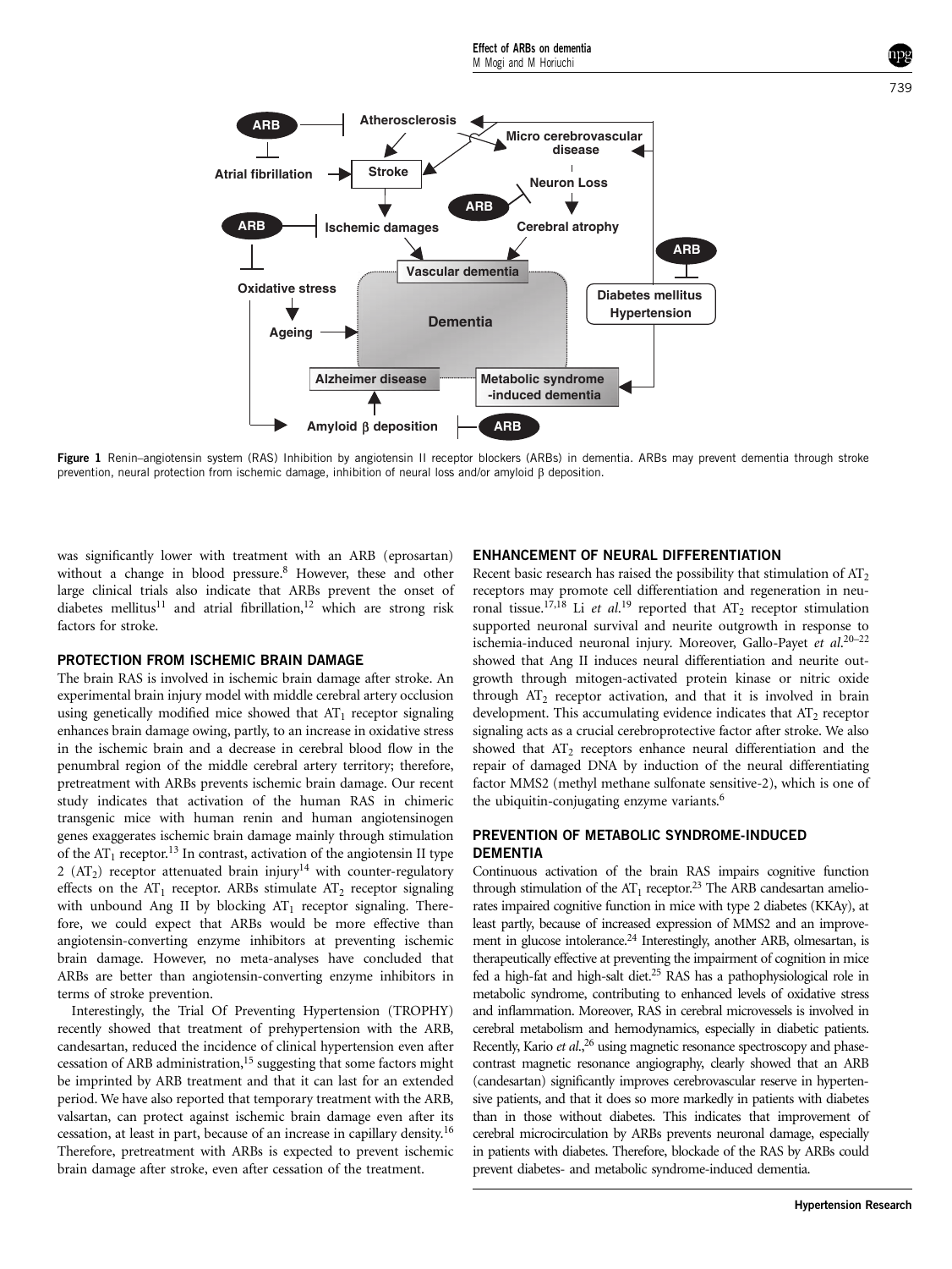Figure 1 Renin–angiotensin system (RAS) Inhibition by angiotensin II receptor blockers (ARBs) in dementia. ARBs may prevent dementia through stroke prevention, neural protection from ischemic damage, inhibition of neural loss and/or amyloid β deposition.

was significantly lower with treatment with an ARB (eprosartan) without a change in blood pressure.[8] However, these and other large clinical trials also indicate that ARBs prevent the onset of diabetes mellitus[11] and atrial fibrillation,[12] which are strong risk factors for stroke.

## PROTECTION FROM ISCHEMIC BRAIN DAMAGE

The brain RAS is involved in ischemic brain damage after stroke. An experimental brain injury model with middle cerebral artery occlusion using genetically modified mice showed that $AT_1$ receptor signaling enhances brain damage owing, partly, to an increase in oxidative stress in the ischemic brain and a decrease in cerebral blood flow in the penumbral region of the middle cerebral artery territory; therefore, pretreatment with ARBs prevents ischemic brain damage. Our recent study indicates that activation of the human RAS in chimeric transgenic mice with human renin and human angiotensinogen genes exaggerates ischemic brain damage mainly through stimulation of the $AT_1$ receptor.[13] In contrast, activation of the angiotensin II type 2 ($AT_2$) receptor attenuated brain injury[14] with counter-regulatory effects on the $AT_1$ receptor. ARBs stimulate $AT_2$ receptor signaling with unbound Ang II by blocking $AT_1$ receptor signaling. Therefore, we could expect that ARBs would be more effective than angiotensin-converting enzyme inhibitors at preventing ischemic brain damage. However, no meta-analyses have concluded that ARBs are better than angiotensin-converting enzyme inhibitors in terms of stroke prevention.

Interestingly, the Trial Of Preventing Hypertension (TROPHY) recently showed that treatment of prehypertension with the ARB, candesartan, reduced the incidence of clinical hypertension even after cessation of ARB administration,[15] suggesting that some factors might be imprinted by ARB treatment and that it can last for an extended period. We have also reported that temporary treatment with the ARB, valsartan, can protect against ischemic brain damage even after its cessation, at least in part, because of an increase in capillary density.[16] Therefore, pretreatment with ARBs is expected to prevent ischemic brain damage after stroke, even after cessation of the treatment.

## ENHANCEMENT OF NEURAL DIFFERENTIATION

Recent basic research has raised the possibility that stimulation of $AT_2$ receptors may promote cell differentiation and regeneration in neuronal tissue.[17,18] Li *et al.*[19] reported that $AT_2$ receptor stimulation supported neuronal survival and neurite outgrowth in response to ischemia-induced neuronal injury. Moreover, Gallo-Payet *et al.*[20–22] showed that Ang II induces neural differentiation and neurite outgrowth through mitogen-activated protein kinase or nitric oxide through $AT_2$ receptor activation, and that it is involved in brain development. This accumulating evidence indicates that $AT_2$ receptor signaling acts as a crucial cerebroprotective factor after stroke. We also showed that $AT_2$ receptors enhance neural differentiation and the repair of damaged DNA by induction of the neural differentiating factor MMS2 (methyl methane sulfonate sensitive-2), which is one of the ubiquitin-conjugating enzyme variants.[6]

## PREVENTION OF METABOLIC SYNDROME-INDUCED DEMENTIA

Continuous activation of the brain RAS impairs cognitive function through stimulation of the $AT_1$ receptor.[23] The ARB candesartan ameliorates impaired cognitive function in mice with type 2 diabetes (KKAy), at least partly, because of increased expression of MMS2 and an improvement in glucose intolerance.[24] Interestingly, another ARB, olmesartan, is therapeutically effective at preventing the impairment of cognition in mice fed a high-fat and high-salt diet.[25] RAS has a pathophysiological role in metabolic syndrome, contributing to enhanced levels of oxidative stress and inflammation. Moreover, RAS in cerebral microvessels is involved in cerebral metabolism and hemodynamics, especially in diabetic patients. Recently, Kario *et al.*,[26] using magnetic resonance spectroscopy and phase-contrast magnetic resonance angiography, clearly showed that an ARB (candesartan) significantly improves cerebrovascular reserve in hypertensive patients, and that it does so more markedly in patients with diabetes than in those without diabetes. This indicates that improvement of cerebral microcirculation by ARBs prevents neuronal damage, especially in patients with diabetes. Therefore, blockade of the RAS by ARBs could prevent diabetes- and metabolic syndrome-induced dementia.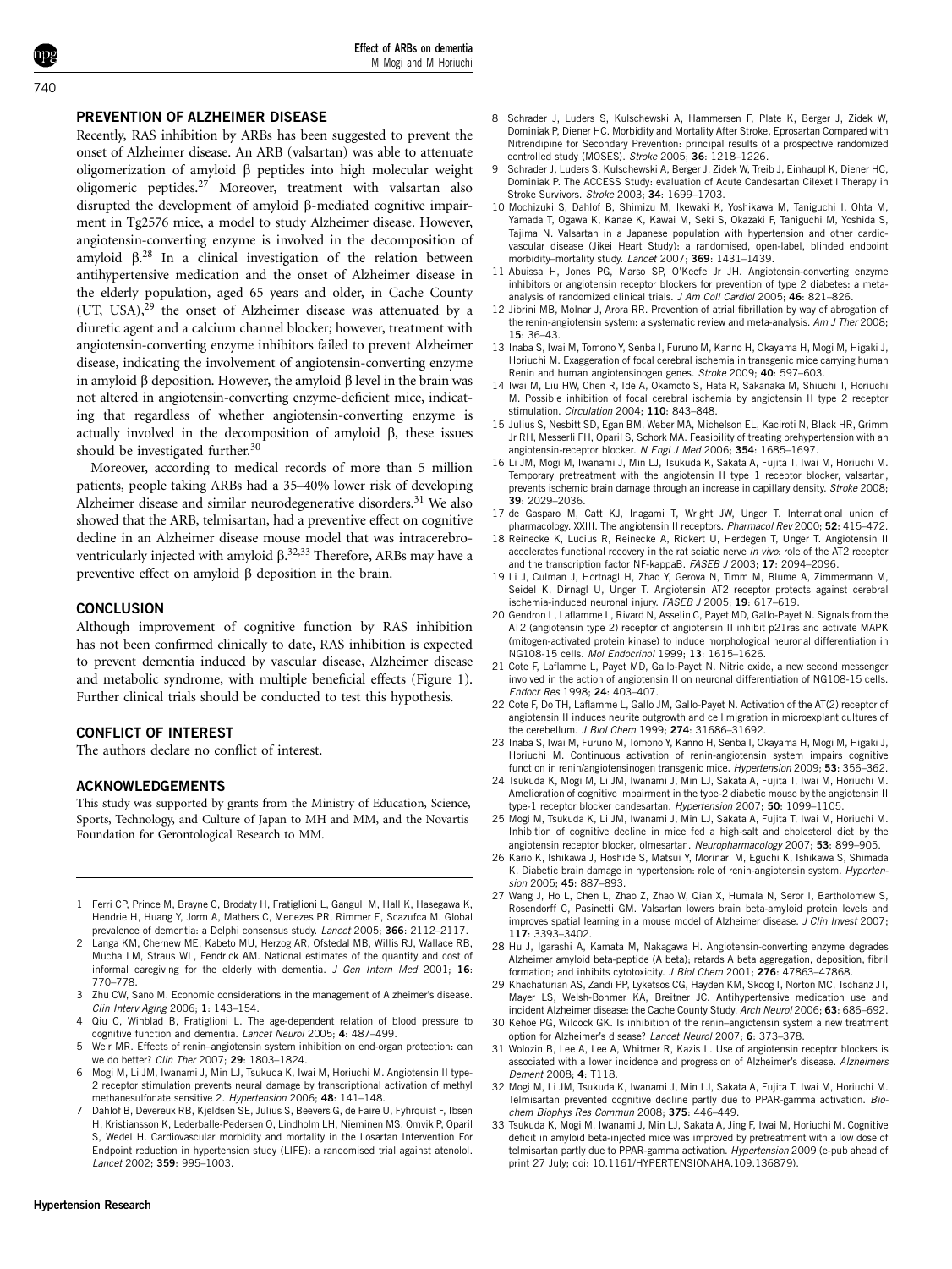## PREVENTION OF ALZHEIMER DISEASE

Recently, RAS inhibition by ARBs has been suggested to prevent the onset of Alzheimer disease. An ARB (valsartan) was able to attenuate oligomerization of amyloid β peptides into high molecular weight oligomeric peptides.[27] Moreover, treatment with valsartan also disrupted the development of amyloid β-mediated cognitive impairment in Tg2576 mice, a model to study Alzheimer disease. However, angiotensin-converting enzyme is involved in the decomposition of amyloid β.[28] In a clinical investigation of the relation between antihypertensive medication and the onset of Alzheimer disease in the elderly population, aged 65 years and older, in Cache County (UT, USA),[29] the onset of Alzheimer disease was attenuated by a diuretic agent and a calcium channel blocker; however, treatment with angiotensin-converting enzyme inhibitors failed to prevent Alzheimer disease, indicating the involvement of angiotensin-converting enzyme in amyloid β deposition. However, the amyloid β level in the brain was not altered in angiotensin-converting enzyme-deficient mice, indicating that regardless of whether angiotensin-converting enzyme is actually involved in the decomposition of amyloid β, these issues should be investigated further.[30]

Moreover, according to medical records of more than 5 million patients, people taking ARBs had a 35–40% lower risk of developing Alzheimer disease and similar neurodegenerative disorders.[31] We also showed that the ARB, telmisartan, had a preventive effect on cognitive decline in an Alzheimer disease mouse model that was intracerebroventricularly injected with amyloid β.[32,33] Therefore, ARBs may have a preventive effect on amyloid β deposition in the brain.

## CONCLUSION

Although improvement of cognitive function by RAS inhibition has not been confirmed clinically to date, RAS inhibition is expected to prevent dementia induced by vascular disease, Alzheimer disease and metabolic syndrome, with multiple beneficial effects (Figure 1). Further clinical trials should be conducted to test this hypothesis.

## CONFLICT OF INTEREST

The authors declare no conflict of interest.

## ACKNOWLEDGEMENTS

This study was supported by grants from the Ministry of Education, Science, Sports, Technology, and Culture of Japan to MH and MM, and the Novartis Foundation for Gerontological Research to MM.

1 Ferri CP, Prince M, Brayne C, Brodaty H, Fratiglioni L, Ganguli M, Hall K, Hasegawa K, Hendrie H, Huang Y, Jorm A, Mathers C, Menezes PR, Rimmer E, Scazufca M. Global prevalence of dementia: a Delphi consensus study. *Lancet* 2005; **366**: 2112–2117.

2 Langa KM, Chernew ME, Kabeto MU, Herzog AR, Ofstedal MB, Willis RJ, Wallace RB, Mucha LM, Straus WL, Fendrick AM. National estimates of the quantity and cost of informal caregiving for the elderly with dementia. *J Gen Intern Med* 2001; **16**: 770–778.

3 Zhu CW, Sano M. Economic considerations in the management of Alzheimer's disease. *Clin Interv Aging* 2006; **1**: 143–154.

4 Qiu C, Winblad B, Fratiglioni L. The age-dependent relation of blood pressure to cognitive function and dementia. *Lancet Neurol* 2005; **4**: 487–499.

5 Weir MR. Effects of renin–angiotensin system inhibition on end-organ protection: can we do better? *Clin Ther* 2007; **29**: 1803–1824.

6 Mogi M, Li JM, Iwanami J, Min LJ, Tsukuda K, Iwai M, Horiuchi M. Angiotensin II type-2 receptor stimulation prevents neural damage by transcriptional activation of methyl methanesulfonate sensitive 2. *Hypertension* 2006; **48**: 141–148.

7 Dahlof B, Devereux RB, Kjeldsen SE, Julius S, Beevers G, de Faire U, Fyhrquist F, Ibsen H, Kristiansson K, Lederballe-Pedersen O, Lindholm LH, Nieminen MS, Omvik P, Oparil S, Wedel H. Cardiovascular morbidity and mortality in the Losartan Intervention For Endpoint reduction in hypertension study (LIFE): a randomised trial against atenolol. *Lancet* 2002; **359**: 995–1003.

8 Schrader J, Luders S, Kulschewski A, Hammersen F, Plate K, Berger J, Zidek W, Dominiak P, Diener HC. Morbidity and Mortality After Stroke, Eprosartan Compared with Nitrendipine for Secondary Prevention: principal results of a prospective randomized controlled study (MOSES). *Stroke* 2005; **36**: 1218–1226.

9 Schrader J, Luders S, Kulschewski A, Berger J, Zidek W, Treib J, Einhaupl K, Diener HC, Dominiak P. The ACCESS Study: evaluation of Acute Candesartan Cilexetil Therapy in Stroke Survivors. *Stroke* 2003; **34**: 1699–1703.

10 Mochizuki S, Dahlof B, Shimizu M, Ikewaki K, Yoshikawa M, Taniguchi I, Ohta M, Yamada T, Ogawa K, Kanae K, Kawai M, Seki S, Okazaki F, Taniguchi M, Yoshida S, Tajima N. Valsartan in a Japanese population with hypertension and other cardiovascular disease (Jikei Heart Study): a randomised, open-label, blinded endpoint morbidity–mortality study. *Lancet* 2007; **369**: 1431–1439.

11 Abuissa H, Jones PG, Marso SP, O'Keefe Jr JH. Angiotensin-converting enzyme inhibitors or angiotensin receptor blockers for prevention of type 2 diabetes: a meta-analysis of randomized clinical trials. *J Am Coll Cardiol* 2005; **46**: 821–826.

12 Jibrini MB, Molnar J, Arora RR. Prevention of atrial fibrillation by way of abrogation of the renin-angiotensin system: a systematic review and meta-analysis. *Am J Ther* 2008; **15**: 36–43.

13 Inaba S, Iwai M, Tomono Y, Senba I, Furuno M, Kanno H, Okayama H, Mogi M, Higaki J, Horiuchi M. Exaggeration of focal cerebral ischemia in transgenic mice carrying human Renin and human angiotensinogen genes. *Stroke* 2009; **40**: 597–603.

14 Iwai M, Liu HW, Chen R, Ide A, Okamoto S, Hata R, Sakanaka M, Shiuchi T, Horiuchi M. Possible inhibition of focal cerebral ischemia by angiotensin II type 2 receptor stimulation. *Circulation* 2004; **110**: 843–848.

15 Julius S, Nesbitt SD, Egan BM, Weber MA, Michelson EL, Kaciroti N, Black HR, Grimm Jr RH, Messerli FH, Oparil S, Schork MA. Feasibility of treating prehypertension with an angiotensin-receptor blocker. *N Engl J Med* 2006; **354**: 1685–1697.

16 Li JM, Mogi M, Iwanami J, Min LJ, Tsukuda K, Sakata A, Fujita T, Iwai M, Horiuchi M. Temporary pretreatment with the angiotensin II type 1 receptor blocker, valsartan, prevents ischemic brain damage through an increase in capillary density. *Stroke* 2008; **39**: 2029–2036.

17 de Gasparo M, Catt KJ, Inagami T, Wright JW, Unger T. International union of pharmacology. XXIII. The angiotensin II receptors. *Pharmacol Rev* 2000; **52**: 415–472.

18 Reinecke K, Lucius R, Reinecke A, Rickert U, Herdegen T, Unger T. Angiotensin II accelerates functional recovery in the rat sciatic nerve *in vivo*: role of the AT2 receptor and the transcription factor NF-kappaB. *FASEB J* 2003; **17**: 2094–2096.

19 Li J, Culman J, Hortnagl H, Zhao Y, Gerova N, Timm M, Blume A, Zimmermann M, Seidel K, Dirnagl U, Unger T. Angiotensin AT2 receptor protects against cerebral ischemia-induced neuronal injury. *FASEB J* 2005; **19**: 617–619.

20 Gendron L, Laflamme L, Rivard N, Asselin C, Payet MD, Gallo-Payet N. Signals from the AT2 (angiotensin type 2) receptor of angiotensin II inhibit p21ras and activate MAPK (mitogen-activated protein kinase) to induce morphological neuronal differentiation in NG108-15 cells. *Mol Endocrinol* 1999; **13**: 1615–1626.

21 Cote F, Laflamme L, Payet MD, Gallo-Payet N. Nitric oxide, a new second messenger involved in the action of angiotensin II on neuronal differentiation of NG108-15 cells. *Endocr Res* 1998; **24**: 403–407.

22 Cote F, Do TH, Laflamme L, Gallo JM, Gallo-Payet N. Activation of the AT(2) receptor of angiotensin II induces neurite outgrowth and cell migration in microexplant cultures of the cerebellum. *J Biol Chem* 1999; **274**: 31686–31692.

23 Inaba S, Iwai M, Furuno M, Tomono Y, Kanno H, Senba I, Okayama H, Mogi M, Higaki J, Horiuchi M. Continuous activation of renin-angiotensin system impairs cognitive function in renin/angiotensinogen transgenic mice. *Hypertension* 2009; **53**: 356–362.

24 Tsukuda K, Mogi M, Li JM, Iwanami J, Min LJ, Sakata A, Fujita T, Iwai M, Horiuchi M. Amelioration of cognitive impairment in the type-2 diabetic mouse by the angiotensin II type-1 receptor blocker candesartan. *Hypertension* 2007; **50**: 1099–1105.

25 Mogi M, Tsukuda K, Li JM, Iwanami J, Min LJ, Sakata A, Fujita T, Iwai M, Horiuchi M. Inhibition of cognitive decline in mice fed a high-salt and cholesterol diet by the angiotensin receptor blocker, olmesartan. *Neuropharmacology* 2007; **53**: 899–905.

26 Kario K, Ishikawa J, Hoshide S, Matsui Y, Morinari M, Eguchi K, Ishikawa S, Shimada K. Diabetic brain damage in hypertension: role of renin-angiotensin system. *Hypertension* 2005; **45**: 887–893.

27 Wang J, Ho L, Chen L, Zhao Z, Zhao W, Qian X, Humala N, Seror I, Bartholomew S, Rosendorff C, Pasinetti GM. Valsartan lowers brain beta-amyloid protein levels and improves spatial learning in a mouse model of Alzheimer disease. *J Clin Invest* 2007; **117**: 3393–3402.

28 Hu J, Igarashi A, Kamata M, Nakagawa H. Angiotensin-converting enzyme degrades Alzheimer amyloid beta-peptide (A beta); retards A beta aggregation, deposition, fibril formation; and inhibits cytotoxicity. *J Biol Chem* 2001; **276**: 47863–47868.

29 Khachaturian AS, Zandi PP, Lyketsos CG, Hayden KM, Skoog I, Norton MC, Tschanz JT, Mayer LS, Welsh-Bohmer KA, Breitner JC. Antihypertensive medication use and incident Alzheimer disease: the Cache County Study. *Arch Neurol* 2006; **63**: 686–692.

30 Kehoe PG, Wilcock GK. Is inhibition of the renin–angiotensin system a new treatment option for Alzheimer's disease? *Lancet Neurol* 2007; **6**: 373–378.

31 Wolozin B, Lee A, Lee A, Whitmer R, Kazis L. Use of angiotensin receptor blockers is associated with a lower incidence and progression of Alzheimer's disease. *Alzheimers Dement* 2008; **4**: T118.

32 Mogi M, Li JM, Tsukuda K, Iwanami J, Min LJ, Sakata A, Fujita T, Iwai M, Horiuchi M. Telmisartan prevented cognitive decline partly due to PPAR-gamma activation. *Biochem Biophys Res Commun* 2008; **375**: 446–449.

33 Tsukuda K, Mogi M, Iwanami J, Min LJ, Sakata A, Jing F, Iwai M, Horiuchi M. Cognitive deficit in amyloid beta-injected mice was improved by pretreatment with a low dose of telmisartan partly due to PPAR-gamma activation. *Hypertension* 2009 (e-pub ahead of print 27 July; doi: 10.1161/HYPERTENSIONAHA.109.136879).